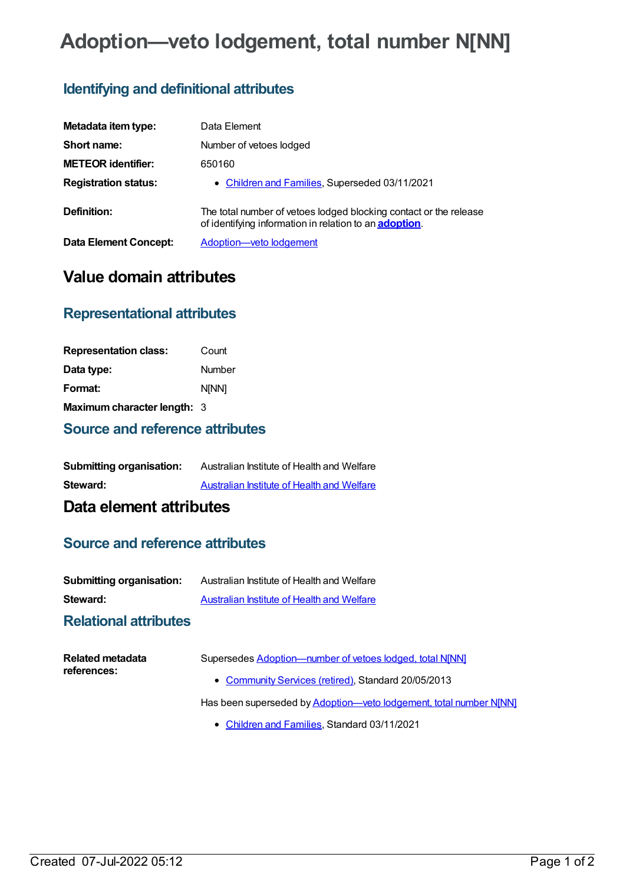# Adoption—veto lodgement, total number N[NN]

## Identifying and definitional attributes

| | |
|---|---|
| **Metadata item type:** | Data Element |
| **Short name:** | Number of vetoes lodged |
| **METEOR identifier:** | 650160 |
| **Registration status:** | • Children and Families, Superseded 03/11/2021 |
| **Definition:** | The total number of vetoes lodged blocking contact or the release of identifying information in relation to an **adoption**. |
| **Data Element Concept:** | Adoption—veto lodgement |

# Value domain attributes

## Representational attributes

| | |
|---|---|
| **Representation class:** | Count |
| **Data type:** | Number |
| **Format:** | N[NN] |
| **Maximum character length:** | 3 |

## Source and reference attributes

| | |
|---|---|
| **Submitting organisation:** | Australian Institute of Health and Welfare |
| **Steward:** | Australian Institute of Health and Welfare |

# Data element attributes

## Source and reference attributes

| | |
|---|---|
| **Submitting organisation:** | Australian Institute of Health and Welfare |
| **Steward:** | Australian Institute of Health and Welfare |

## Relational attributes

**Related metadata references:**

Supersedes Adoption—number of vetoes lodged, total N[NN]

- Community Services (retired), Standard 20/05/2013

Has been superseded by Adoption—veto lodgement, total number N[NN]

- Children and Families, Standard 03/11/2021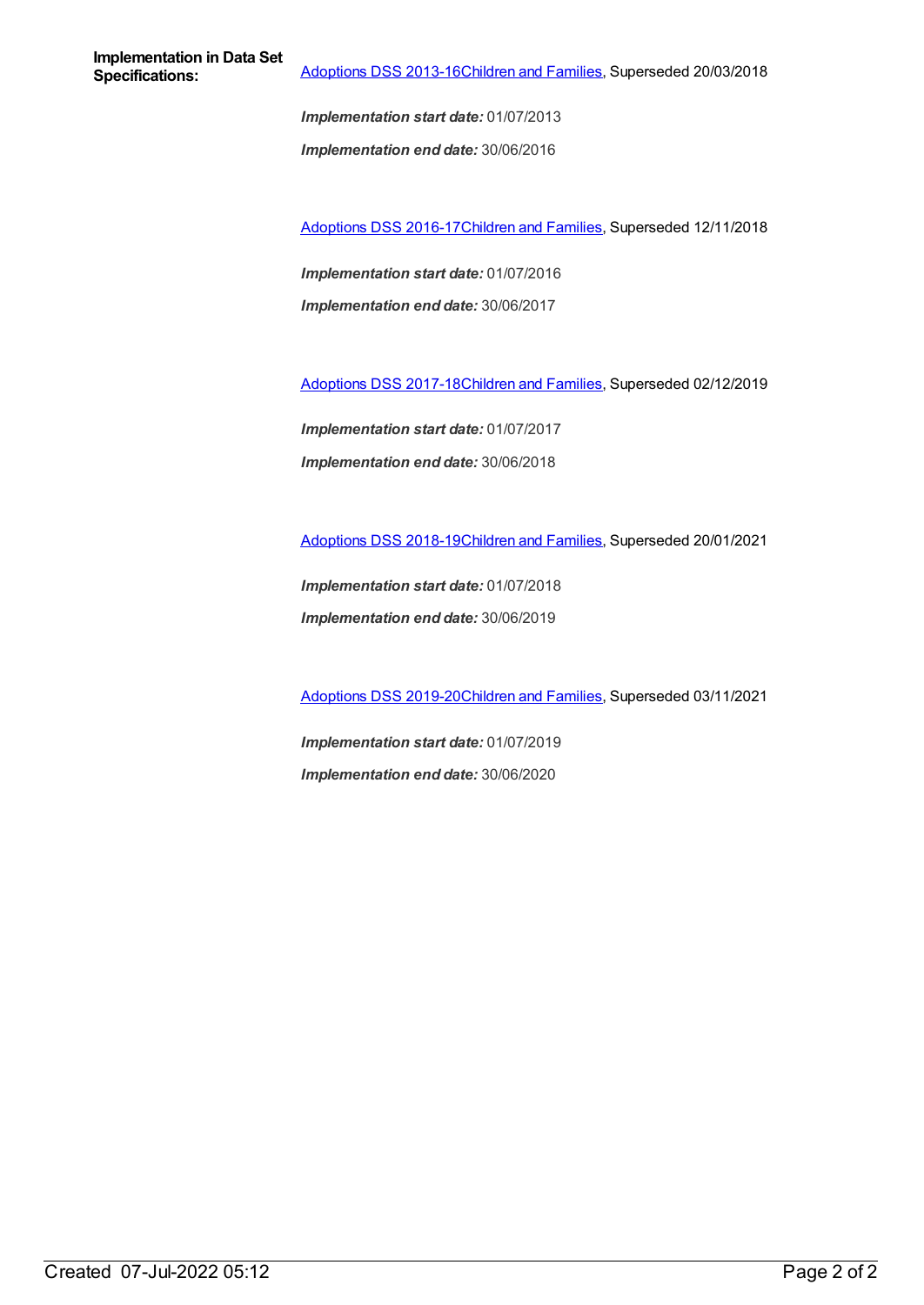**Implementation in Data Set Specifications:**

Adoptions DSS 2013-16Children and Families, Superseded 20/03/2018

***Implementation start date:*** 01/07/2013

***Implementation end date:*** 30/06/2016

Adoptions DSS 2016-17Children and Families, Superseded 12/11/2018

***Implementation start date:*** 01/07/2016

***Implementation end date:*** 30/06/2017

Adoptions DSS 2017-18Children and Families, Superseded 02/12/2019

***Implementation start date:*** 01/07/2017

***Implementation end date:*** 30/06/2018

Adoptions DSS 2018-19Children and Families, Superseded 20/01/2021

***Implementation start date:*** 01/07/2018

***Implementation end date:*** 30/06/2019

Adoptions DSS 2019-20Children and Families, Superseded 03/11/2021

***Implementation start date:*** 01/07/2019

***Implementation end date:*** 30/06/2020